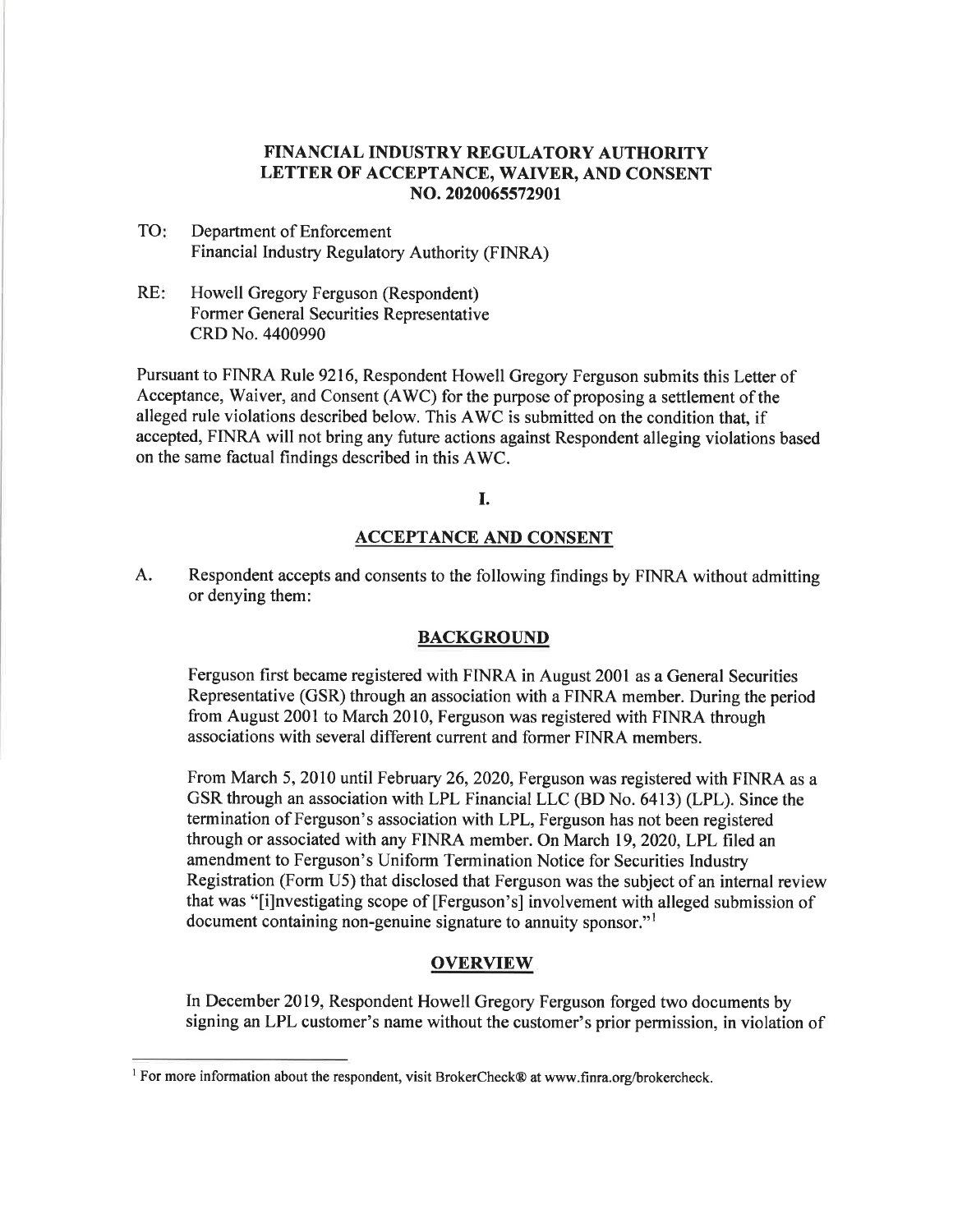# FINANCIAL INDUSTRY REGULATORY AUTHORITY
# LETTER OF ACCEPTANCE, WAIVER, AND CONSENT
# NO. 2020065572901

TO: Department of Enforcement
Financial Industry Regulatory Authority (FINRA)

RE: Howell Gregory Ferguson (Respondent)
Former General Securities Representative
CRD No. 4400990

Pursuant to FINRA Rule 9216, Respondent Howell Gregory Ferguson submits this Letter of Acceptance, Waiver, and Consent (AWC) for the purpose of proposing a settlement of the alleged rule violations described below. This AWC is submitted on the condition that, if accepted, FINRA will not bring any future actions against Respondent alleging violations based on the same factual findings described in this AWC.

## I.

## ACCEPTANCE AND CONSENT

A. Respondent accepts and consents to the following findings by FINRA without admitting or denying them:

### BACKGROUND

Ferguson first became registered with FINRA in August 2001 as a General Securities Representative (GSR) through an association with a FINRA member. During the period from August 2001 to March 2010, Ferguson was registered with FINRA through associations with several different current and former FINRA members.

From March 5, 2010 until February 26, 2020, Ferguson was registered with FINRA as a GSR through an association with LPL Financial LLC (BD No. 6413) (LPL). Since the termination of Ferguson's association with LPL, Ferguson has not been registered through or associated with any FINRA member. On March 19, 2020, LPL filed an amendment to Ferguson's Uniform Termination Notice for Securities Industry Registration (Form U5) that disclosed that Ferguson was the subject of an internal review that was "[i]nvestigating scope of [Ferguson's] involvement with alleged submission of document containing non-genuine signature to annuity sponsor."[1]

### OVERVIEW

In December 2019, Respondent Howell Gregory Ferguson forged two documents by signing an LPL customer's name without the customer's prior permission, in violation of

[1] For more information about the respondent, visit BrokerCheck® at www.finra.org/brokercheck.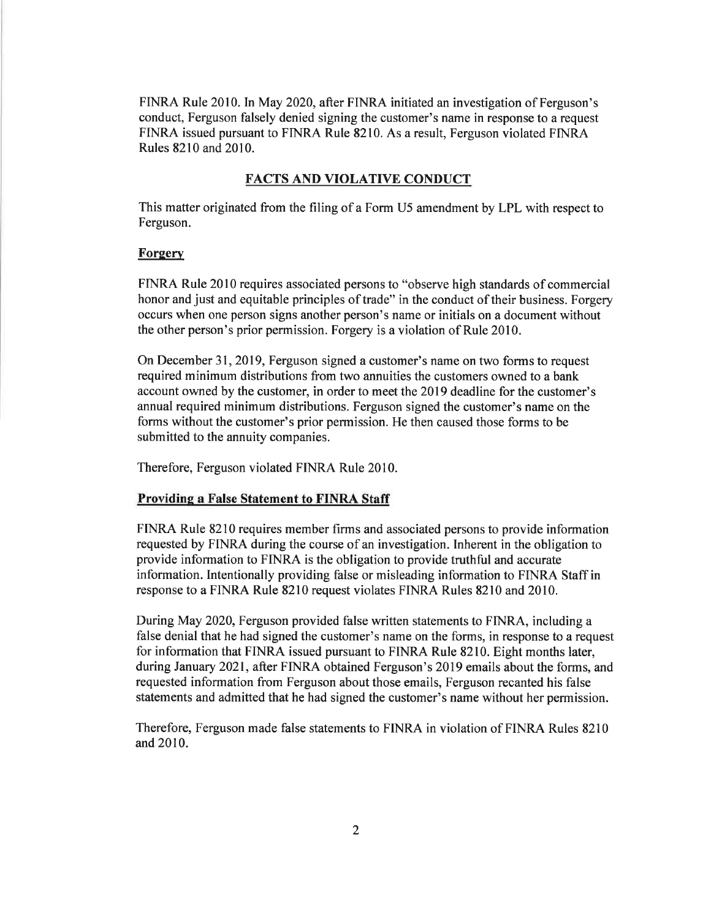FINRA Rule 2010. In May 2020, after FINRA initiated an investigation of Ferguson's conduct, Ferguson falsely denied signing the customer's name in response to a request FINRA issued pursuant to FINRA Rule 8210. As a result, Ferguson violated FINRA Rules 8210 and 2010.

## FACTS AND VIOLATIVE CONDUCT

This matter originated from the filing of a Form U5 amendment by LPL with respect to Ferguson.

### Forgery

FINRA Rule 2010 requires associated persons to "observe high standards of commercial honor and just and equitable principles of trade" in the conduct of their business. Forgery occurs when one person signs another person's name or initials on a document without the other person's prior permission. Forgery is a violation of Rule 2010.

On December 31, 2019, Ferguson signed a customer's name on two forms to request required minimum distributions from two annuities the customers owned to a bank account owned by the customer, in order to meet the 2019 deadline for the customer's annual required minimum distributions. Ferguson signed the customer's name on the forms without the customer's prior permission. He then caused those forms to be submitted to the annuity companies.

Therefore, Ferguson violated FINRA Rule 2010.

### Providing a False Statement to FINRA Staff

FINRA Rule 8210 requires member firms and associated persons to provide information requested by FINRA during the course of an investigation. Inherent in the obligation to provide information to FINRA is the obligation to provide truthful and accurate information. Intentionally providing false or misleading information to FINRA Staff in response to a FINRA Rule 8210 request violates FINRA Rules 8210 and 2010.

During May 2020, Ferguson provided false written statements to FINRA, including a false denial that he had signed the customer's name on the forms, in response to a request for information that FINRA issued pursuant to FINRA Rule 8210. Eight months later, during January 2021, after FINRA obtained Ferguson's 2019 emails about the forms, and requested information from Ferguson about those emails, Ferguson recanted his false statements and admitted that he had signed the customer's name without her permission.

Therefore, Ferguson made false statements to FINRA in violation of FINRA Rules 8210 and 2010.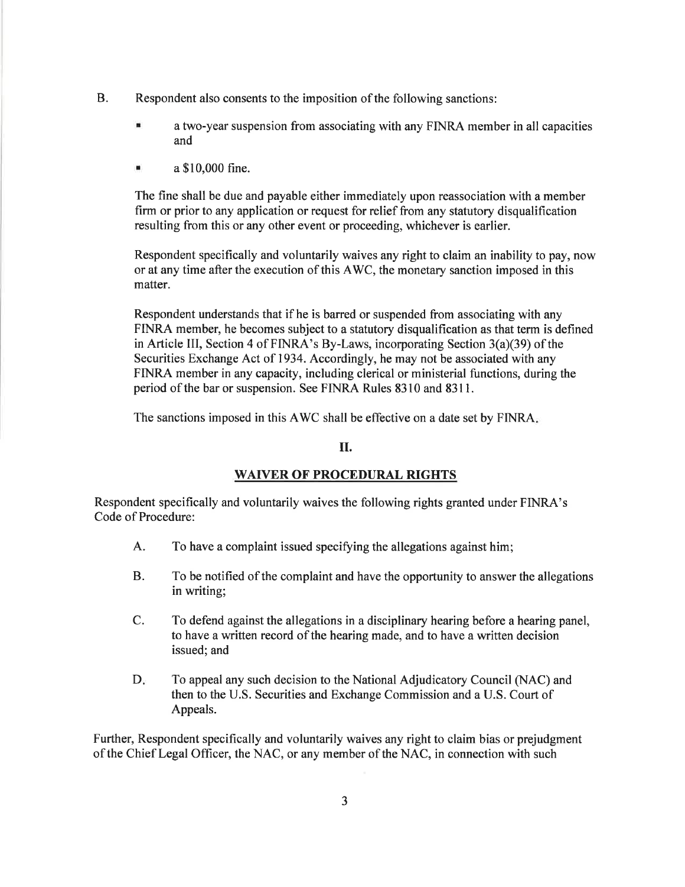B. Respondent also consents to the imposition of the following sanctions:

- a two-year suspension from associating with any FINRA member in all capacities and
- a $10,000 fine.

The fine shall be due and payable either immediately upon reassociation with a member firm or prior to any application or request for relief from any statutory disqualification resulting from this or any other event or proceeding, whichever is earlier.

Respondent specifically and voluntarily waives any right to claim an inability to pay, now or at any time after the execution of this AWC, the monetary sanction imposed in this matter.

Respondent understands that if he is barred or suspended from associating with any FINRA member, he becomes subject to a statutory disqualification as that term is defined in Article III, Section 4 of FINRA's By-Laws, incorporating Section 3(a)(39) of the Securities Exchange Act of 1934. Accordingly, he may not be associated with any FINRA member in any capacity, including clerical or ministerial functions, during the period of the bar or suspension. See FINRA Rules 8310 and 8311.

The sanctions imposed in this AWC shall be effective on a date set by FINRA.

## II.

## WAIVER OF PROCEDURAL RIGHTS

Respondent specifically and voluntarily waives the following rights granted under FINRA's Code of Procedure:

A. To have a complaint issued specifying the allegations against him;

B. To be notified of the complaint and have the opportunity to answer the allegations in writing;

C. To defend against the allegations in a disciplinary hearing before a hearing panel, to have a written record of the hearing made, and to have a written decision issued; and

D. To appeal any such decision to the National Adjudicatory Council (NAC) and then to the U.S. Securities and Exchange Commission and a U.S. Court of Appeals.

Further, Respondent specifically and voluntarily waives any right to claim bias or prejudgment of the Chief Legal Officer, the NAC, or any member of the NAC, in connection with such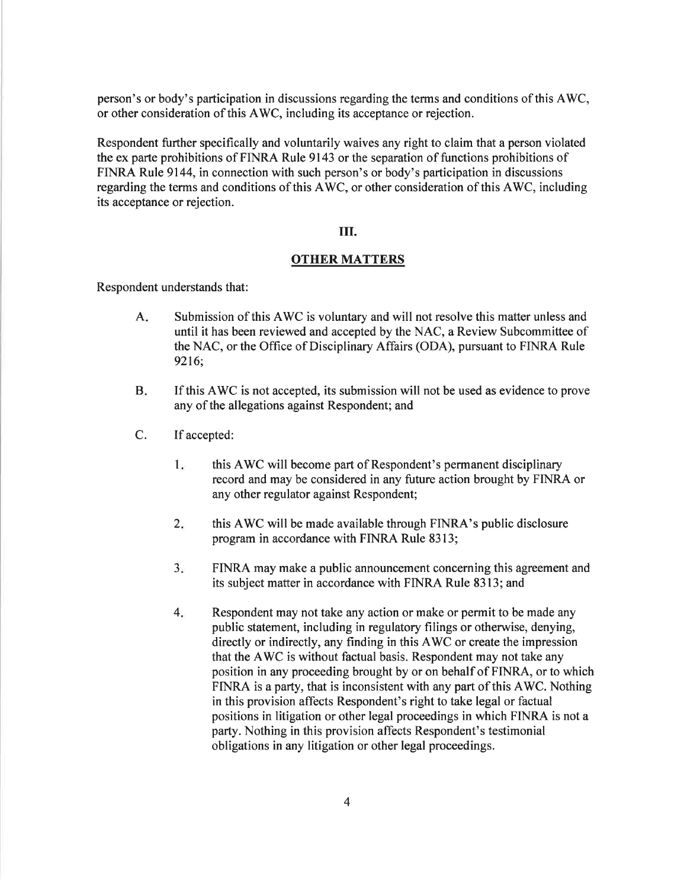person's or body's participation in discussions regarding the terms and conditions of this AWC, or other consideration of this AWC, including its acceptance or rejection.

Respondent further specifically and voluntarily waives any right to claim that a person violated the ex parte prohibitions of FINRA Rule 9143 or the separation of functions prohibitions of FINRA Rule 9144, in connection with such person's or body's participation in discussions regarding the terms and conditions of this AWC, or other consideration of this AWC, including its acceptance or rejection.

## III.

## OTHER MATTERS

Respondent understands that:

A. Submission of this AWC is voluntary and will not resolve this matter unless and until it has been reviewed and accepted by the NAC, a Review Subcommittee of the NAC, or the Office of Disciplinary Affairs (ODA), pursuant to FINRA Rule 9216;

B. If this AWC is not accepted, its submission will not be used as evidence to prove any of the allegations against Respondent; and

C. If accepted:

1. this AWC will become part of Respondent's permanent disciplinary record and may be considered in any future action brought by FINRA or any other regulator against Respondent;

2. this AWC will be made available through FINRA's public disclosure program in accordance with FINRA Rule 8313;

3. FINRA may make a public announcement concerning this agreement and its subject matter in accordance with FINRA Rule 8313; and

4. Respondent may not take any action or make or permit to be made any public statement, including in regulatory filings or otherwise, denying, directly or indirectly, any finding in this AWC or create the impression that the AWC is without factual basis. Respondent may not take any position in any proceeding brought by or on behalf of FINRA, or to which FINRA is a party, that is inconsistent with any part of this AWC. Nothing in this provision affects Respondent's right to take legal or factual positions in litigation or other legal proceedings in which FINRA is not a party. Nothing in this provision affects Respondent's testimonial obligations in any litigation or other legal proceedings.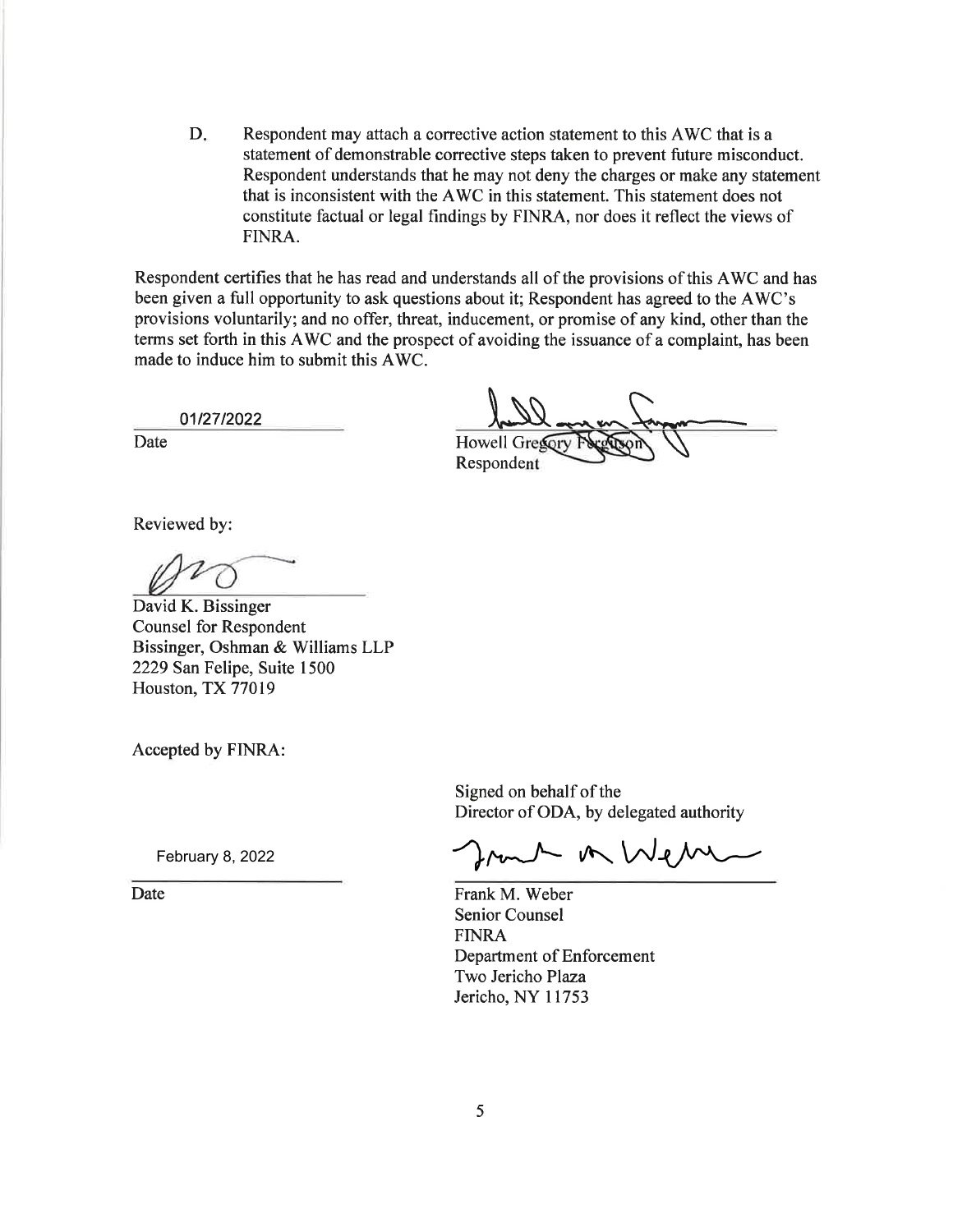D. Respondent may attach a corrective action statement to this AWC that is a statement of demonstrable corrective steps taken to prevent future misconduct. Respondent understands that he may not deny the charges or make any statement that is inconsistent with the AWC in this statement. This statement does not constitute factual or legal findings by FINRA, nor does it reflect the views of FINRA.

Respondent certifies that he has read and understands all of the provisions of this AWC and has been given a full opportunity to ask questions about it; Respondent has agreed to the AWC's provisions voluntarily; and no offer, threat, inducement, or promise of any kind, other than the terms set forth in this AWC and the prospect of avoiding the issuance of a complaint, has been made to induce him to submit this AWC.

01/27/2022
Date

Howell Gregory Ferguson
Respondent

Reviewed by:

David K. Bissinger
Counsel for Respondent
Bissinger, Oshman & Williams LLP
2229 San Felipe, Suite 1500
Houston, TX 77019

Accepted by FINRA:

Signed on behalf of the
Director of ODA, by delegated authority

February 8, 2022
Date

Frank M. Weber
Senior Counsel
FINRA
Department of Enforcement
Two Jericho Plaza
Jericho, NY 11753